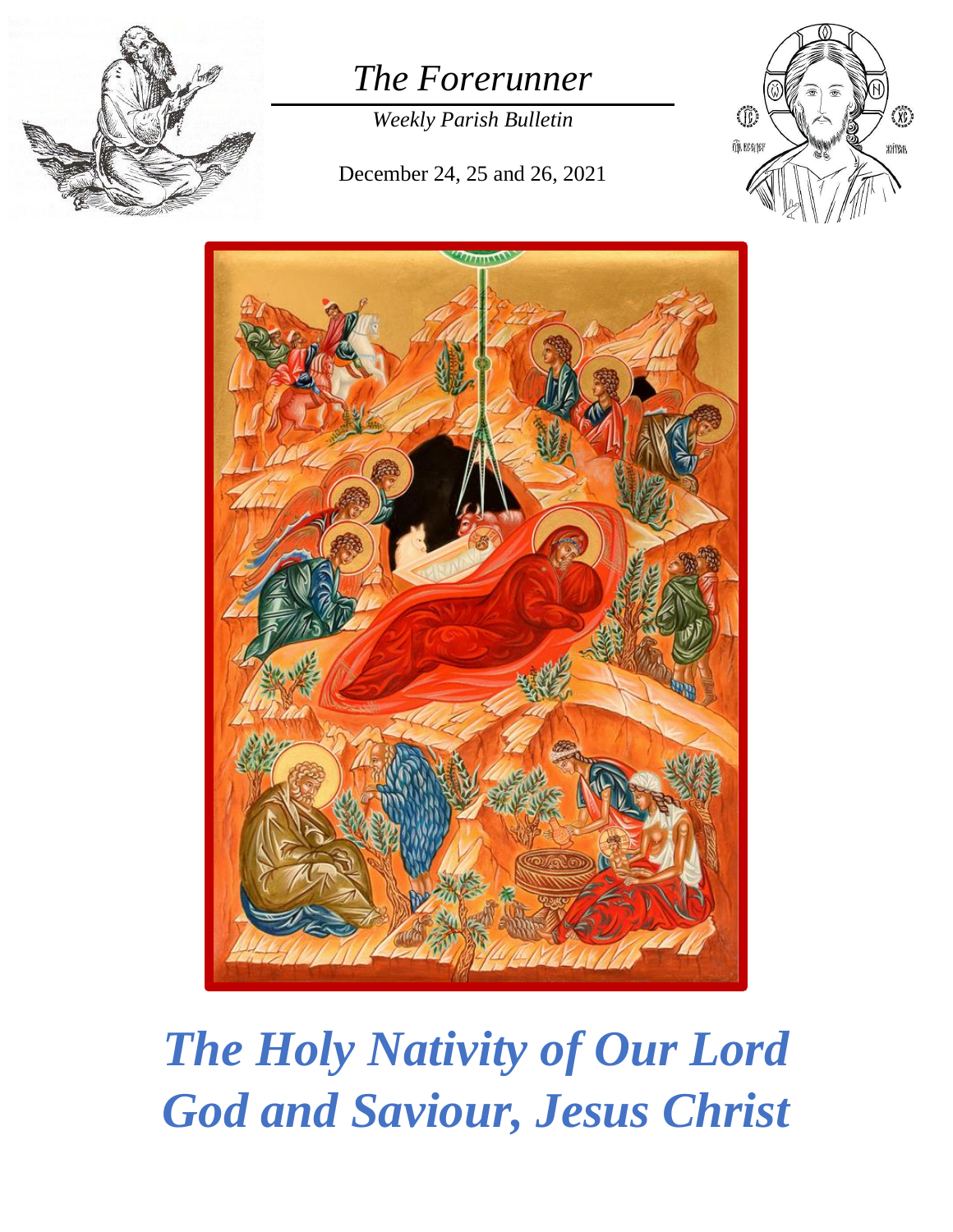# *The Forerunner*

*Weekly Parish Bulletin*

December 24, 25 and 26, 2021

# *The Holy Nativity of Our Lord God and Saviour, Jesus Christ*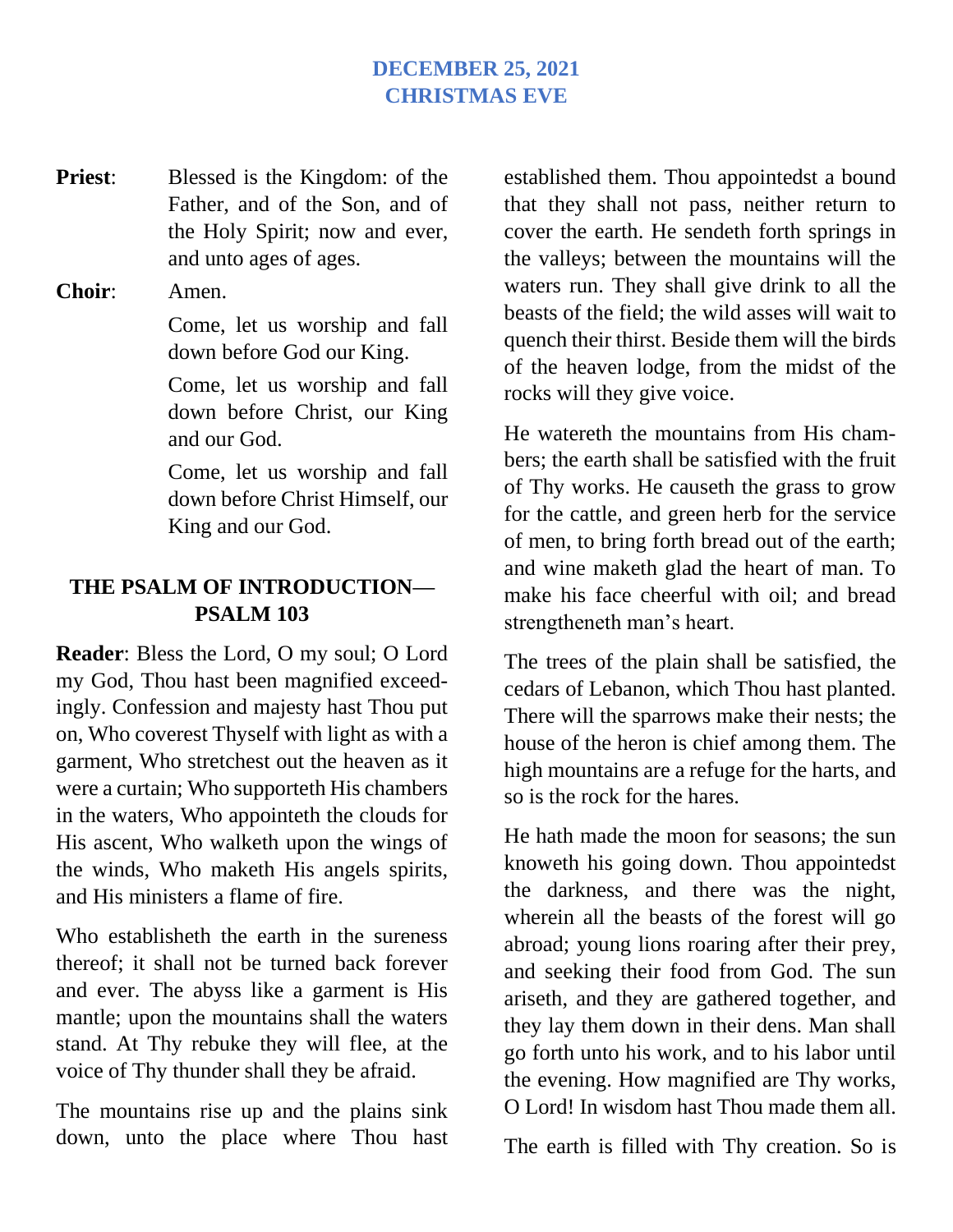## DECEMBER 25, 2021
## CHRISTMAS EVE

**Priest**: Blessed is the Kingdom: of the Father, and of the Son, and of the Holy Spirit; now and ever, and unto ages of ages.

**Choir**: Amen.

Come, let us worship and fall down before God our King.

Come, let us worship and fall down before Christ, our King and our God.

Come, let us worship and fall down before Christ Himself, our King and our God.

### THE PSALM OF INTRODUCTION—PSALM 103

**Reader**: Bless the Lord, O my soul; O Lord my God, Thou hast been magnified exceedingly. Confession and majesty hast Thou put on, Who coverest Thyself with light as with a garment, Who stretchest out the heaven as it were a curtain; Who supporteth His chambers in the waters, Who appointeth the clouds for His ascent, Who walketh upon the wings of the winds, Who maketh His angels spirits, and His ministers a flame of fire.

Who establisheth the earth in the sureness thereof; it shall not be turned back forever and ever. The abyss like a garment is His mantle; upon the mountains shall the waters stand. At Thy rebuke they will flee, at the voice of Thy thunder shall they be afraid.

The mountains rise up and the plains sink down, unto the place where Thou hast established them. Thou appointedst a bound that they shall not pass, neither return to cover the earth. He sendeth forth springs in the valleys; between the mountains will the waters run. They shall give drink to all the beasts of the field; the wild asses will wait to quench their thirst. Beside them will the birds of the heaven lodge, from the midst of the rocks will they give voice.

He watereth the mountains from His chambers; the earth shall be satisfied with the fruit of Thy works. He causeth the grass to grow for the cattle, and green herb for the service of men, to bring forth bread out of the earth; and wine maketh glad the heart of man. To make his face cheerful with oil; and bread strengtheneth man's heart.

The trees of the plain shall be satisfied, the cedars of Lebanon, which Thou hast planted. There will the sparrows make their nests; the house of the heron is chief among them. The high mountains are a refuge for the harts, and so is the rock for the hares.

He hath made the moon for seasons; the sun knoweth his going down. Thou appointedst the darkness, and there was the night, wherein all the beasts of the forest will go abroad; young lions roaring after their prey, and seeking their food from God. The sun ariseth, and they are gathered together, and they lay them down in their dens. Man shall go forth unto his work, and to his labor until the evening. How magnified are Thy works, O Lord! In wisdom hast Thou made them all.

The earth is filled with Thy creation. So is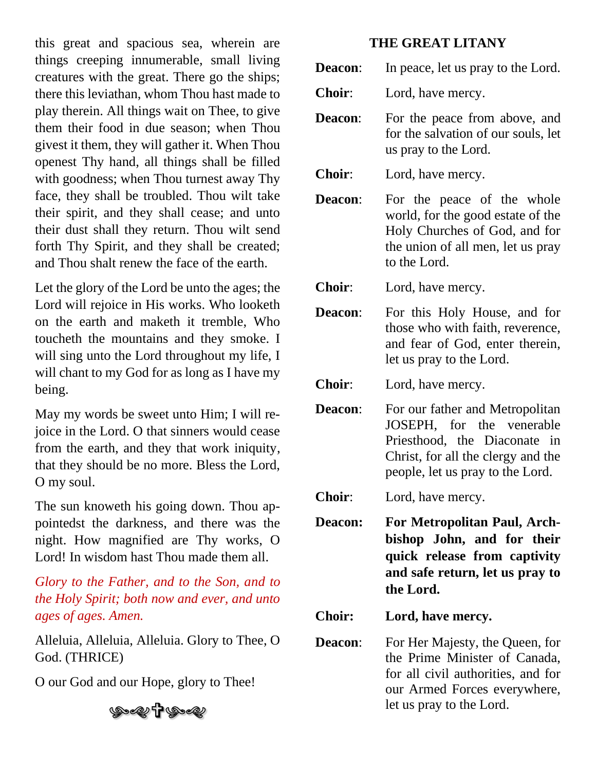this great and spacious sea, wherein are things creeping innumerable, small living creatures with the great. There go the ships; there this leviathan, whom Thou hast made to play therein. All things wait on Thee, to give them their food in due season; when Thou givest it them, they will gather it. When Thou openest Thy hand, all things shall be filled with goodness; when Thou turnest away Thy face, they shall be troubled. Thou wilt take their spirit, and they shall cease; and unto their dust shall they return. Thou wilt send forth Thy Spirit, and they shall be created; and Thou shalt renew the face of the earth.

Let the glory of the Lord be unto the ages; the Lord will rejoice in His works. Who looketh on the earth and maketh it tremble, Who toucheth the mountains and they smoke. I will sing unto the Lord throughout my life, I will chant to my God for as long as I have my being.

May my words be sweet unto Him; I will rejoice in the Lord. O that sinners would cease from the earth, and they that work iniquity, that they should be no more. Bless the Lord, O my soul.

The sun knoweth his going down. Thou appointedst the darkness, and there was the night. How magnified are Thy works, O Lord! In wisdom hast Thou made them all.

*Glory to the Father, and to the Son, and to the Holy Spirit; both now and ever, and unto ages of ages. Amen.*

Alleluia, Alleluia, Alleluia. Glory to Thee, O God. (THRICE)

O our God and our Hope, glory to Thee!

## THE GREAT LITANY

**Deacon**: In peace, let us pray to the Lord.

**Choir**: Lord, have mercy.

**Deacon**: For the peace from above, and for the salvation of our souls, let us pray to the Lord.

**Choir**: Lord, have mercy.

**Deacon**: For the peace of the whole world, for the good estate of the Holy Churches of God, and for the union of all men, let us pray to the Lord.

**Choir**: Lord, have mercy.

**Deacon**: For this Holy House, and for those who with faith, reverence, and fear of God, enter therein, let us pray to the Lord.

**Choir**: Lord, have mercy.

**Deacon**: For our father and Metropolitan JOSEPH, for the venerable Priesthood, the Diaconate in Christ, for all the clergy and the people, let us pray to the Lord.

**Choir**: Lord, have mercy.

**Deacon: For Metropolitan Paul, Archbishop John, and for their quick release from captivity and safe return, let us pray to the Lord.**

**Choir: Lord, have mercy.**

**Deacon**: For Her Majesty, the Queen, for the Prime Minister of Canada, for all civil authorities, and for our Armed Forces everywhere, let us pray to the Lord.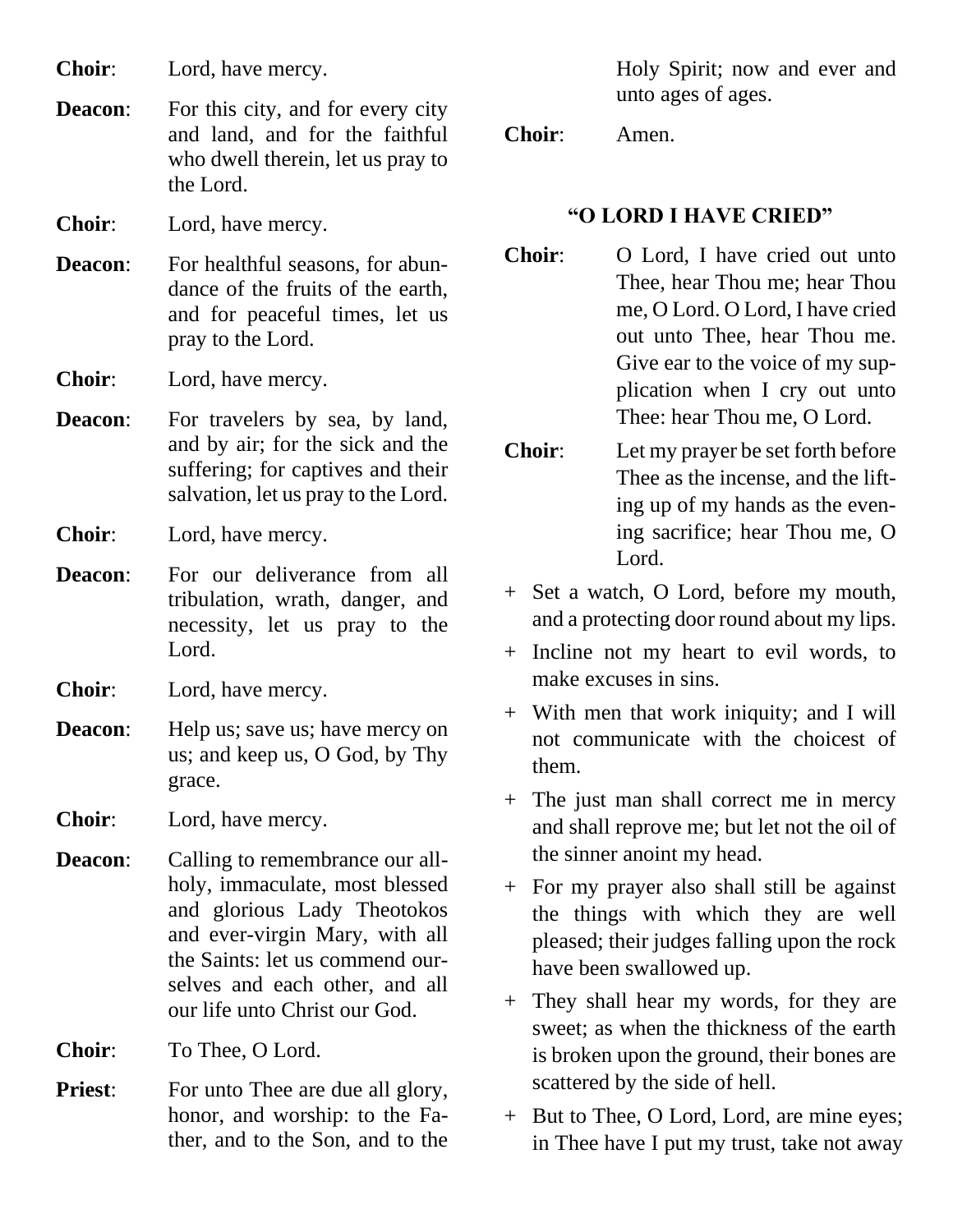**Choir**: Lord, have mercy.

**Deacon**: For this city, and for every city and land, and for the faithful who dwell therein, let us pray to the Lord.

**Choir**: Lord, have mercy.

**Deacon**: For healthful seasons, for abundance of the fruits of the earth, and for peaceful times, let us pray to the Lord.

**Choir**: Lord, have mercy.

**Deacon**: For travelers by sea, by land, and by air; for the sick and the suffering; for captives and their salvation, let us pray to the Lord.

**Choir**: Lord, have mercy.

**Deacon**: For our deliverance from all tribulation, wrath, danger, and necessity, let us pray to the Lord.

**Choir**: Lord, have mercy.

**Deacon**: Help us; save us; have mercy on us; and keep us, O God, by Thy grace.

**Choir**: Lord, have mercy.

**Deacon**: Calling to remembrance our all-holy, immaculate, most blessed and glorious Lady Theotokos and ever-virgin Mary, with all the Saints: let us commend ourselves and each other, and all our life unto Christ our God.

**Choir**: To Thee, O Lord.

**Priest**: For unto Thee are due all glory, honor, and worship: to the Father, and to the Son, and to the Holy Spirit; now and ever and unto ages of ages.

**Choir**: Amen.

### "O LORD I HAVE CRIED"

**Choir**: O Lord, I have cried out unto Thee, hear Thou me; hear Thou me, O Lord. O Lord, I have cried out unto Thee, hear Thou me. Give ear to the voice of my supplication when I cry out unto Thee: hear Thou me, O Lord.

**Choir**: Let my prayer be set forth before Thee as the incense, and the lifting up of my hands as the evening sacrifice; hear Thou me, O Lord.

+ Set a watch, O Lord, before my mouth, and a protecting door round about my lips.

+ Incline not my heart to evil words, to make excuses in sins.

+ With men that work iniquity; and I will not communicate with the choicest of them.

+ The just man shall correct me in mercy and shall reprove me; but let not the oil of the sinner anoint my head.

+ For my prayer also shall still be against the things with which they are well pleased; their judges falling upon the rock have been swallowed up.

+ They shall hear my words, for they are sweet; as when the thickness of the earth is broken upon the ground, their bones are scattered by the side of hell.

+ But to Thee, O Lord, Lord, are mine eyes; in Thee have I put my trust, take not away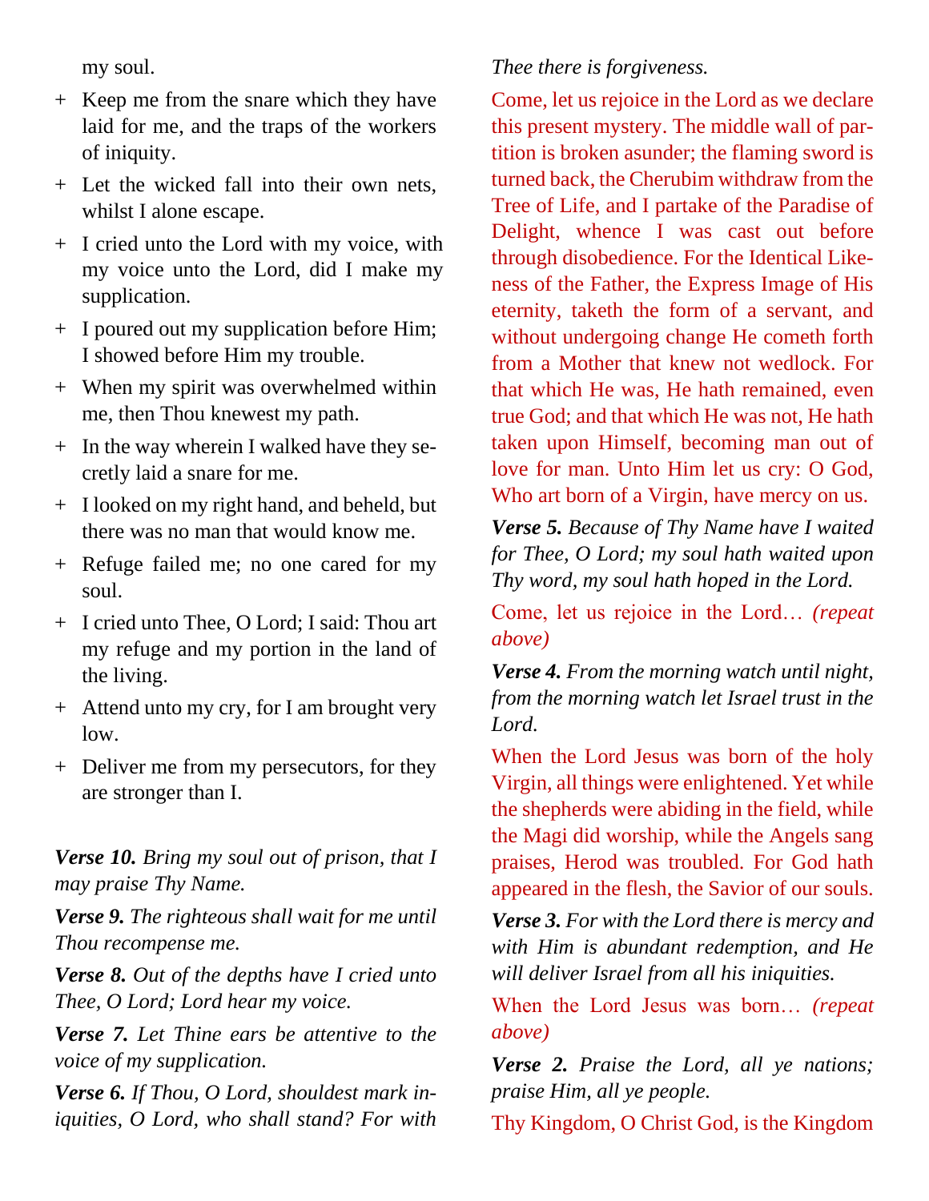my soul.

+ Keep me from the snare which they have laid for me, and the traps of the workers of iniquity.
+ Let the wicked fall into their own nets, whilst I alone escape.
+ I cried unto the Lord with my voice, with my voice unto the Lord, did I make my supplication.
+ I poured out my supplication before Him; I showed before Him my trouble.
+ When my spirit was overwhelmed within me, then Thou knewest my path.
+ In the way wherein I walked have they secretly laid a snare for me.
+ I looked on my right hand, and beheld, but there was no man that would know me.
+ Refuge failed me; no one cared for my soul.
+ I cried unto Thee, O Lord; I said: Thou art my refuge and my portion in the land of the living.
+ Attend unto my cry, for I am brought very low.
+ Deliver me from my persecutors, for they are stronger than I.

***Verse 10.*** *Bring my soul out of prison, that I may praise Thy Name.*

***Verse 9.*** *The righteous shall wait for me until Thou recompense me.*

***Verse 8.*** *Out of the depths have I cried unto Thee, O Lord; Lord hear my voice.*

***Verse 7.*** *Let Thine ears be attentive to the voice of my supplication.*

***Verse 6.*** *If Thou, O Lord, shouldest mark iniquities, O Lord, who shall stand? For with Thee there is forgiveness.*

Come, let us rejoice in the Lord as we declare this present mystery. The middle wall of partition is broken asunder; the flaming sword is turned back, the Cherubim withdraw from the Tree of Life, and I partake of the Paradise of Delight, whence I was cast out before through disobedience. For the Identical Likeness of the Father, the Express Image of His eternity, taketh the form of a servant, and without undergoing change He cometh forth from a Mother that knew not wedlock. For that which He was, He hath remained, even true God; and that which He was not, He hath taken upon Himself, becoming man out of love for man. Unto Him let us cry: O God, Who art born of a Virgin, have mercy on us.

***Verse 5.*** *Because of Thy Name have I waited for Thee, O Lord; my soul hath waited upon Thy word, my soul hath hoped in the Lord.*

Come, let us rejoice in the Lord… *(repeat above)*

***Verse 4.*** *From the morning watch until night, from the morning watch let Israel trust in the Lord.*

When the Lord Jesus was born of the holy Virgin, all things were enlightened. Yet while the shepherds were abiding in the field, while the Magi did worship, while the Angels sang praises, Herod was troubled. For God hath appeared in the flesh, the Savior of our souls.

***Verse 3.*** *For with the Lord there is mercy and with Him is abundant redemption, and He will deliver Israel from all his iniquities.*

When the Lord Jesus was born… *(repeat above)*

***Verse 2.*** *Praise the Lord, all ye nations; praise Him, all ye people.*

Thy Kingdom, O Christ God, is the Kingdom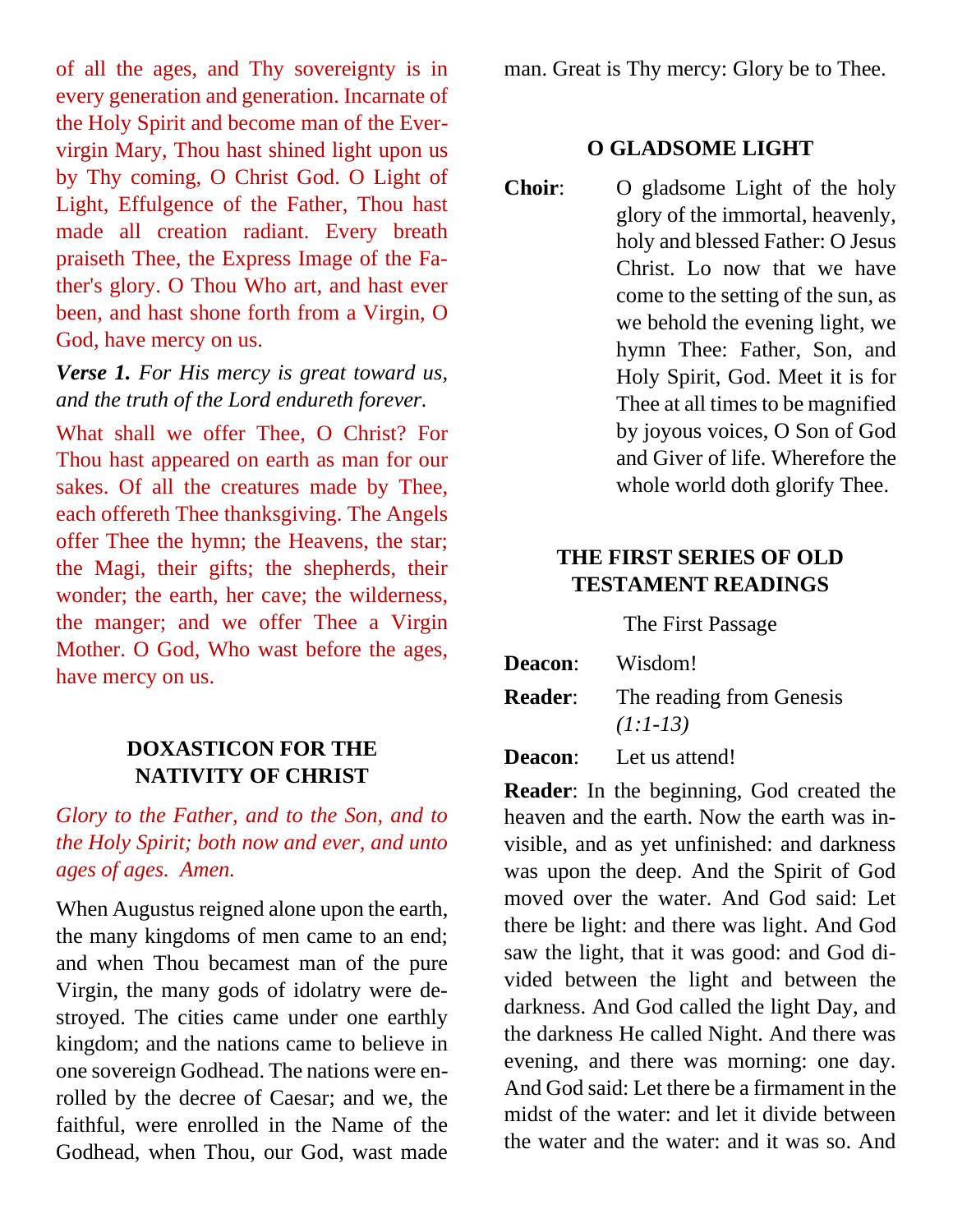of all the ages, and Thy sovereignty is in every generation and generation. Incarnate of the Holy Spirit and become man of the Ever-virgin Mary, Thou hast shined light upon us by Thy coming, O Christ God. O Light of Light, Effulgence of the Father, Thou hast made all creation radiant. Every breath praiseth Thee, the Express Image of the Father's glory. O Thou Who art, and hast ever been, and hast shone forth from a Virgin, O God, have mercy on us.

***Verse 1.*** *For His mercy is great toward us, and the truth of the Lord endureth forever.*

What shall we offer Thee, O Christ? For Thou hast appeared on earth as man for our sakes. Of all the creatures made by Thee, each offereth Thee thanksgiving. The Angels offer Thee the hymn; the Heavens, the star; the Magi, their gifts; the shepherds, their wonder; the earth, her cave; the wilderness, the manger; and we offer Thee a Virgin Mother. O God, Who wast before the ages, have mercy on us.

## DOXASTICON FOR THE NATIVITY OF CHRIST

*Glory to the Father, and to the Son, and to the Holy Spirit; both now and ever, and unto ages of ages. Amen.*

When Augustus reigned alone upon the earth, the many kingdoms of men came to an end; and when Thou becamest man of the pure Virgin, the many gods of idolatry were destroyed. The cities came under one earthly kingdom; and the nations came to believe in one sovereign Godhead. The nations were enrolled by the decree of Caesar; and we, the faithful, were enrolled in the Name of the Godhead, when Thou, our God, wast made man. Great is Thy mercy: Glory be to Thee.

## O GLADSOME LIGHT

**Choir**: O gladsome Light of the holy glory of the immortal, heavenly, holy and blessed Father: O Jesus Christ. Lo now that we have come to the setting of the sun, as we behold the evening light, we hymn Thee: Father, Son, and Holy Spirit, God. Meet it is for Thee at all times to be magnified by joyous voices, O Son of God and Giver of life. Wherefore the whole world doth glorify Thee.

## THE FIRST SERIES OF OLD TESTAMENT READINGS

The First Passage

**Deacon**: Wisdom!

**Reader**: The reading from Genesis *(1:1-13)*

**Deacon**: Let us attend!

**Reader**: In the beginning, God created the heaven and the earth. Now the earth was invisible, and as yet unfinished: and darkness was upon the deep. And the Spirit of God moved over the water. And God said: Let there be light: and there was light. And God saw the light, that it was good: and God divided between the light and between the darkness. And God called the light Day, and the darkness He called Night. And there was evening, and there was morning: one day. And God said: Let there be a firmament in the midst of the water: and let it divide between the water and the water: and it was so. And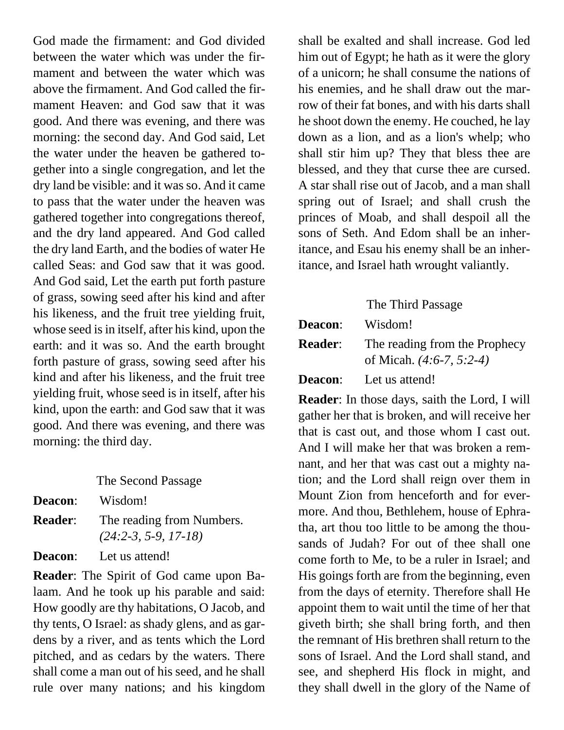God made the firmament: and God divided between the water which was under the firmament and between the water which was above the firmament. And God called the firmament Heaven: and God saw that it was good. And there was evening, and there was morning: the second day. And God said, Let the water under the heaven be gathered together into a single congregation, and let the dry land be visible: and it was so. And it came to pass that the water under the heaven was gathered together into congregations thereof, and the dry land appeared. And God called the dry land Earth, and the bodies of water He called Seas: and God saw that it was good. And God said, Let the earth put forth pasture of grass, sowing seed after his kind and after his likeness, and the fruit tree yielding fruit, whose seed is in itself, after his kind, upon the earth: and it was so. And the earth brought forth pasture of grass, sowing seed after his kind and after his likeness, and the fruit tree yielding fruit, whose seed is in itself, after his kind, upon the earth: and God saw that it was good. And there was evening, and there was morning: the third day.

The Second Passage

**Deacon**: Wisdom!

**Reader**: The reading from Numbers. *(24:2-3, 5-9, 17-18)*

**Deacon**: Let us attend!

**Reader**: The Spirit of God came upon Balaam. And he took up his parable and said: How goodly are thy habitations, O Jacob, and thy tents, O Israel: as shady glens, and as gardens by a river, and as tents which the Lord pitched, and as cedars by the waters. There shall come a man out of his seed, and he shall rule over many nations; and his kingdom shall be exalted and shall increase. God led him out of Egypt; he hath as it were the glory of a unicorn; he shall consume the nations of his enemies, and he shall draw out the marrow of their fat bones, and with his darts shall he shoot down the enemy. He couched, he lay down as a lion, and as a lion's whelp; who shall stir him up? They that bless thee are blessed, and they that curse thee are cursed. A star shall rise out of Jacob, and a man shall spring out of Israel; and shall crush the princes of Moab, and shall despoil all the sons of Seth. And Edom shall be an inheritance, and Esau his enemy shall be an inheritance, and Israel hath wrought valiantly.

The Third Passage

**Deacon**: Wisdom!

**Reader**: The reading from the Prophecy of Micah. *(4:6-7, 5:2-4)*

**Deacon**: Let us attend!

**Reader**: In those days, saith the Lord, I will gather her that is broken, and will receive her that is cast out, and those whom I cast out. And I will make her that was broken a remnant, and her that was cast out a mighty nation; and the Lord shall reign over them in Mount Zion from henceforth and for evermore. And thou, Bethlehem, house of Ephratha, art thou too little to be among the thousands of Judah? For out of thee shall one come forth to Me, to be a ruler in Israel; and His goings forth are from the beginning, even from the days of eternity. Therefore shall He appoint them to wait until the time of her that giveth birth; she shall bring forth, and then the remnant of His brethren shall return to the sons of Israel. And the Lord shall stand, and see, and shepherd His flock in might, and they shall dwell in the glory of the Name of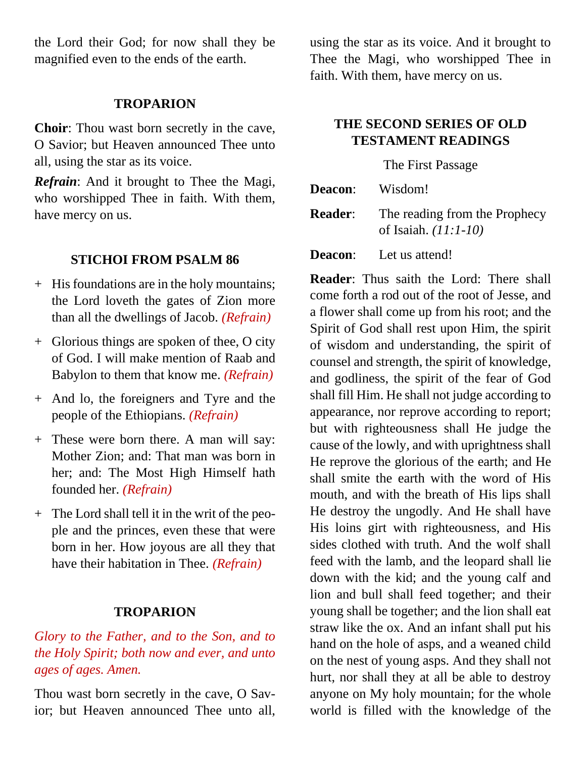the Lord their God; for now shall they be magnified even to the ends of the earth.

### TROPARION

**Choir**: Thou wast born secretly in the cave, O Savior; but Heaven announced Thee unto all, using the star as its voice.

***Refrain***: And it brought to Thee the Magi, who worshipped Thee in faith. With them, have mercy on us.

### STICHOI FROM PSALM 86

+ His foundations are in the holy mountains; the Lord loveth the gates of Zion more than all the dwellings of Jacob. *(Refrain)*

+ Glorious things are spoken of thee, O city of God. I will make mention of Raab and Babylon to them that know me. *(Refrain)*

+ And lo, the foreigners and Tyre and the people of the Ethiopians. *(Refrain)*

+ These were born there. A man will say: Mother Zion; and: That man was born in her; and: The Most High Himself hath founded her. *(Refrain)*

+ The Lord shall tell it in the writ of the people and the princes, even these that were born in her. How joyous are all they that have their habitation in Thee. *(Refrain)*

### TROPARION

*Glory to the Father, and to the Son, and to the Holy Spirit; both now and ever, and unto ages of ages. Amen.*

Thou wast born secretly in the cave, O Savior; but Heaven announced Thee unto all, using the star as its voice. And it brought to Thee the Magi, who worshipped Thee in faith. With them, have mercy on us.

### THE SECOND SERIES OF OLD TESTAMENT READINGS

The First Passage

**Deacon**: Wisdom!

**Reader**: The reading from the Prophecy of Isaiah. *(11:1-10)*

**Deacon**: Let us attend!

**Reader**: Thus saith the Lord: There shall come forth a rod out of the root of Jesse, and a flower shall come up from his root; and the Spirit of God shall rest upon Him, the spirit of wisdom and understanding, the spirit of counsel and strength, the spirit of knowledge, and godliness, the spirit of the fear of God shall fill Him. He shall not judge according to appearance, nor reprove according to report; but with righteousness shall He judge the cause of the lowly, and with uprightness shall He reprove the glorious of the earth; and He shall smite the earth with the word of His mouth, and with the breath of His lips shall He destroy the ungodly. And He shall have His loins girt with righteousness, and His sides clothed with truth. And the wolf shall feed with the lamb, and the leopard shall lie down with the kid; and the young calf and lion and bull shall feed together; and their young shall be together; and the lion shall eat straw like the ox. And an infant shall put his hand on the hole of asps, and a weaned child on the nest of young asps. And they shall not hurt, nor shall they at all be able to destroy anyone on My holy mountain; for the whole world is filled with the knowledge of the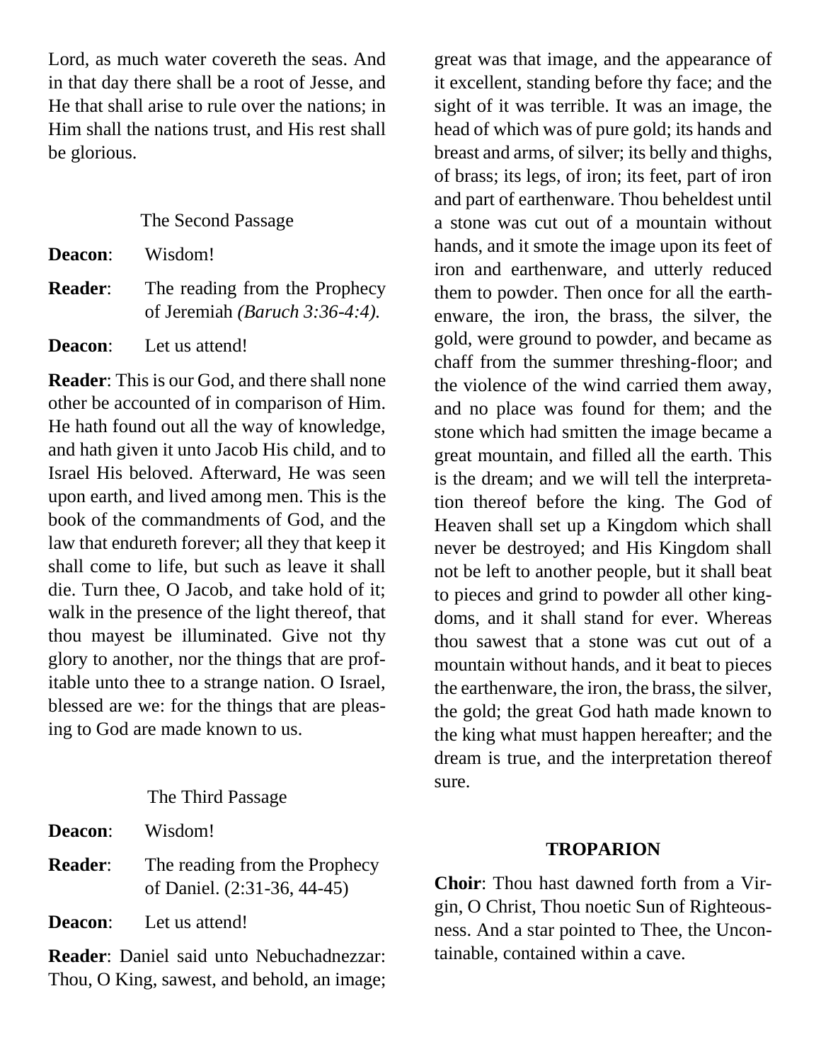Lord, as much water covereth the seas. And in that day there shall be a root of Jesse, and He that shall arise to rule over the nations; in Him shall the nations trust, and His rest shall be glorious.

The Second Passage

**Deacon**: Wisdom!

**Reader**: The reading from the Prophecy of Jeremiah *(Baruch 3:36-4:4).*

**Deacon**: Let us attend!

**Reader**: This is our God, and there shall none other be accounted of in comparison of Him. He hath found out all the way of knowledge, and hath given it unto Jacob His child, and to Israel His beloved. Afterward, He was seen upon earth, and lived among men. This is the book of the commandments of God, and the law that endureth forever; all they that keep it shall come to life, but such as leave it shall die. Turn thee, O Jacob, and take hold of it; walk in the presence of the light thereof, that thou mayest be illuminated. Give not thy glory to another, nor the things that are profitable unto thee to a strange nation. O Israel, blessed are we: for the things that are pleasing to God are made known to us.

The Third Passage

**Deacon**: Wisdom!

**Reader**: The reading from the Prophecy of Daniel. (2:31-36, 44-45)

**Deacon**: Let us attend!

**Reader**: Daniel said unto Nebuchadnezzar: Thou, O King, sawest, and behold, an image; great was that image, and the appearance of it excellent, standing before thy face; and the sight of it was terrible. It was an image, the head of which was of pure gold; its hands and breast and arms, of silver; its belly and thighs, of brass; its legs, of iron; its feet, part of iron and part of earthenware. Thou beheldest until a stone was cut out of a mountain without hands, and it smote the image upon its feet of iron and earthenware, and utterly reduced them to powder. Then once for all the earthenware, the iron, the brass, the silver, the gold, were ground to powder, and became as chaff from the summer threshing-floor; and the violence of the wind carried them away, and no place was found for them; and the stone which had smitten the image became a great mountain, and filled all the earth. This is the dream; and we will tell the interpretation thereof before the king. The God of Heaven shall set up a Kingdom which shall never be destroyed; and His Kingdom shall not be left to another people, but it shall beat to pieces and grind to powder all other kingdoms, and it shall stand for ever. Whereas thou sawest that a stone was cut out of a mountain without hands, and it beat to pieces the earthenware, the iron, the brass, the silver, the gold; the great God hath made known to the king what must happen hereafter; and the dream is true, and the interpretation thereof sure.

**TROPARION**

**Choir**: Thou hast dawned forth from a Virgin, O Christ, Thou noetic Sun of Righteousness. And a star pointed to Thee, the Uncontainable, contained within a cave.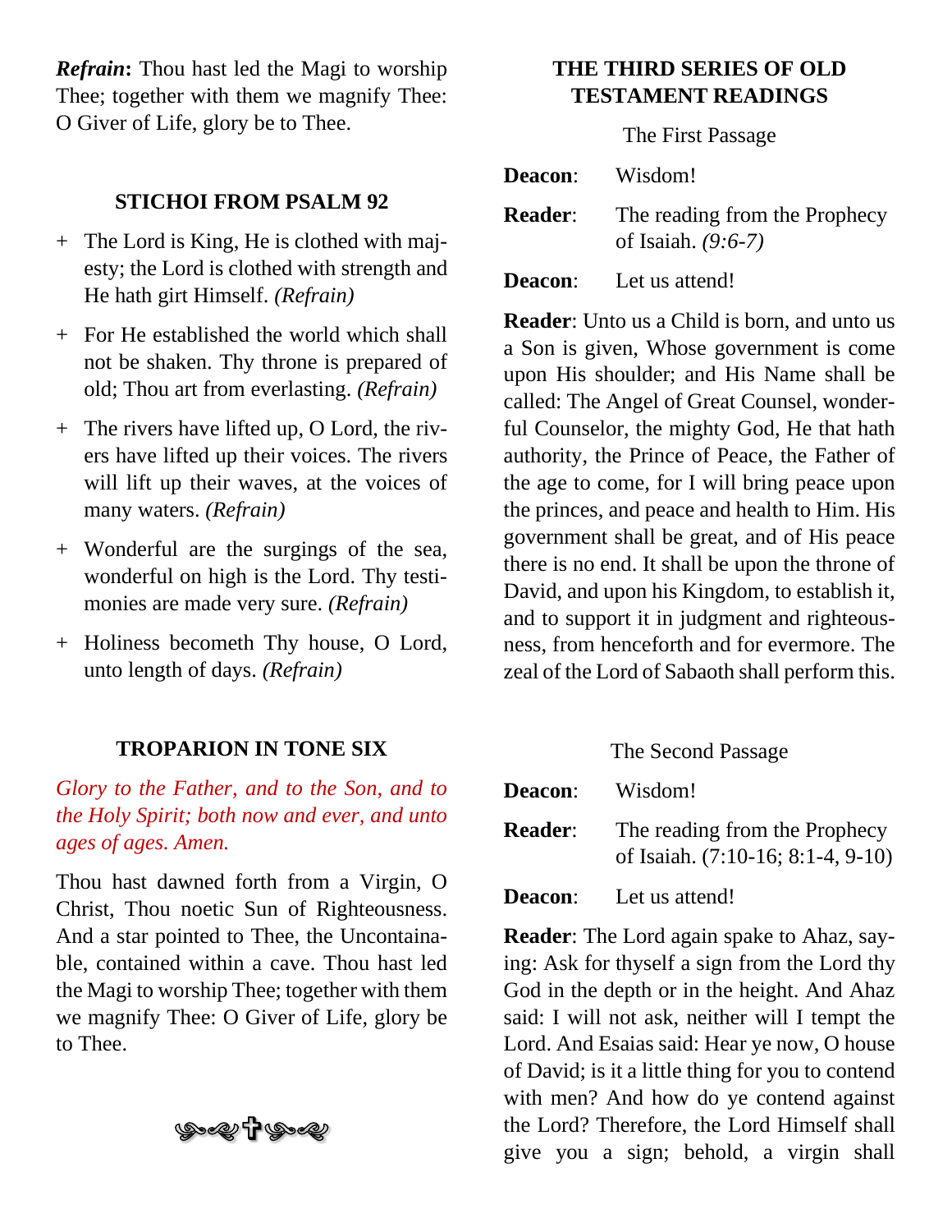***Refrain*:** Thou hast led the Magi to worship Thee; together with them we magnify Thee: O Giver of Life, glory be to Thee.

### STICHOI FROM PSALM 92

\+ The Lord is King, He is clothed with majesty; the Lord is clothed with strength and He hath girt Himself. *(Refrain)*

\+ For He established the world which shall not be shaken. Thy throne is prepared of old; Thou art from everlasting. *(Refrain)*

\+ The rivers have lifted up, O Lord, the rivers have lifted up their voices. The rivers will lift up their waves, at the voices of many waters. *(Refrain)*

\+ Wonderful are the surgings of the sea, wonderful on high is the Lord. Thy testimonies are made very sure. *(Refrain)*

\+ Holiness becometh Thy house, O Lord, unto length of days. *(Refrain)*

### TROPARION IN TONE SIX

*Glory to the Father, and to the Son, and to the Holy Spirit; both now and ever, and unto ages of ages. Amen.*

Thou hast dawned forth from a Virgin, O Christ, Thou noetic Sun of Righteousness. And a star pointed to Thee, the Uncontainable, contained within a cave. Thou hast led the Magi to worship Thee; together with them we magnify Thee: O Giver of Life, glory be to Thee.

### THE THIRD SERIES OF OLD TESTAMENT READINGS

The First Passage

**Deacon**: Wisdom!

**Reader**: The reading from the Prophecy of Isaiah. *(9:6-7)*

**Deacon**: Let us attend!

**Reader**: Unto us a Child is born, and unto us a Son is given, Whose government is come upon His shoulder; and His Name shall be called: The Angel of Great Counsel, wonderful Counselor, the mighty God, He that hath authority, the Prince of Peace, the Father of the age to come, for I will bring peace upon the princes, and peace and health to Him. His government shall be great, and of His peace there is no end. It shall be upon the throne of David, and upon his Kingdom, to establish it, and to support it in judgment and righteousness, from henceforth and for evermore. The zeal of the Lord of Sabaoth shall perform this.

The Second Passage

**Deacon**: Wisdom!

**Reader**: The reading from the Prophecy of Isaiah. (7:10-16; 8:1-4, 9-10)

**Deacon**: Let us attend!

**Reader**: The Lord again spake to Ahaz, saying: Ask for thyself a sign from the Lord thy God in the depth or in the height. And Ahaz said: I will not ask, neither will I tempt the Lord. And Esaias said: Hear ye now, O house of David; is it a little thing for you to contend with men? And how do ye contend against the Lord? Therefore, the Lord Himself shall give you a sign; behold, a virgin shall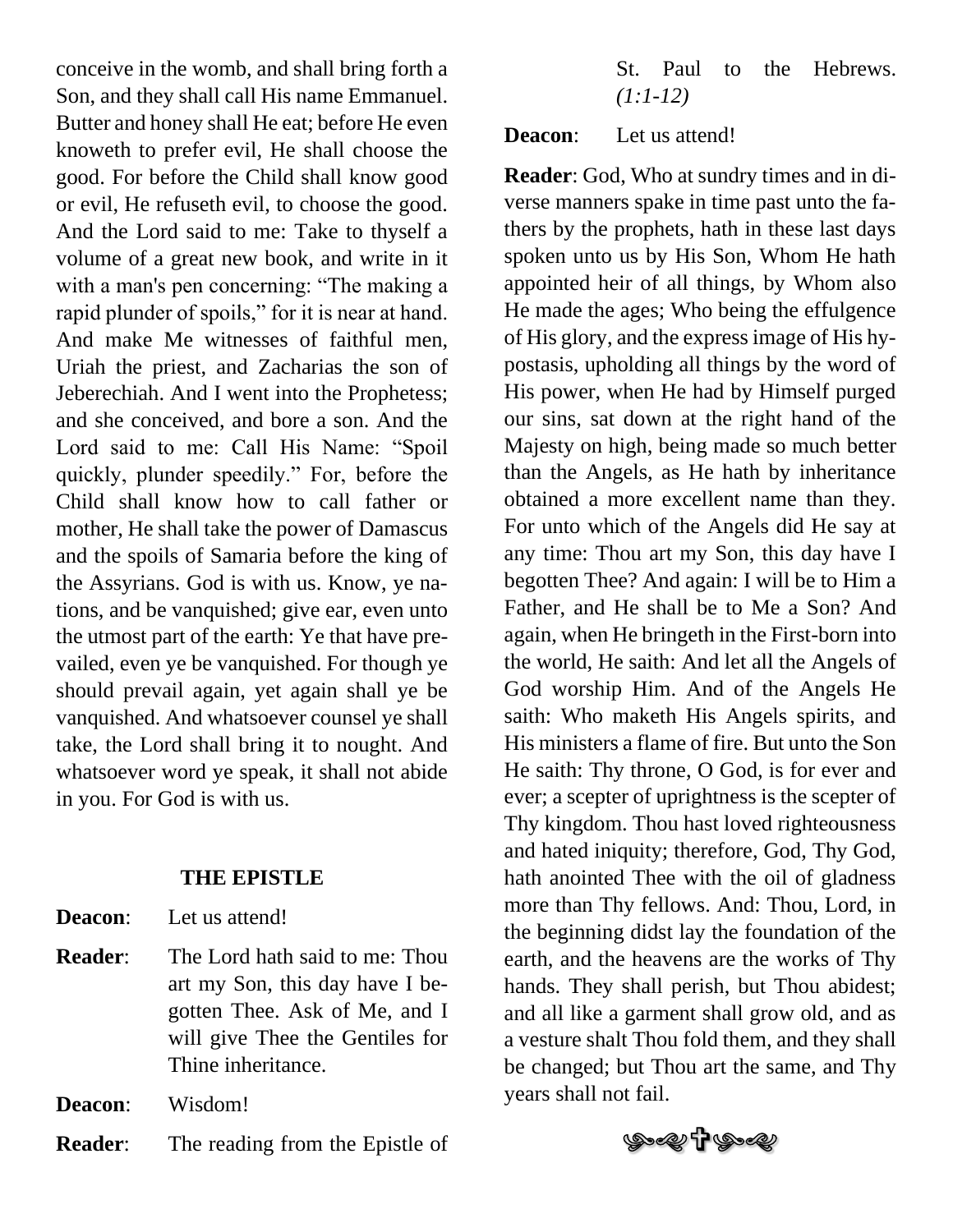conceive in the womb, and shall bring forth a Son, and they shall call His name Emmanuel. Butter and honey shall He eat; before He even knoweth to prefer evil, He shall choose the good. For before the Child shall know good or evil, He refuseth evil, to choose the good. And the Lord said to me: Take to thyself a volume of a great new book, and write in it with a man's pen concerning: "The making a rapid plunder of spoils," for it is near at hand. And make Me witnesses of faithful men, Uriah the priest, and Zacharias the son of Jeberechiah. And I went into the Prophetess; and she conceived, and bore a son. And the Lord said to me: Call His Name: "Spoil quickly, plunder speedily." For, before the Child shall know how to call father or mother, He shall take the power of Damascus and the spoils of Samaria before the king of the Assyrians. God is with us. Know, ye nations, and be vanquished; give ear, even unto the utmost part of the earth: Ye that have prevailed, even ye be vanquished. For though ye should prevail again, yet again shall ye be vanquished. And whatsoever counsel ye shall take, the Lord shall bring it to nought. And whatsoever word ye speak, it shall not abide in you. For God is with us.

### THE EPISTLE

**Deacon**: Let us attend!

**Reader**: The Lord hath said to me: Thou art my Son, this day have I begotten Thee. Ask of Me, and I will give Thee the Gentiles for Thine inheritance.

**Deacon**: Wisdom!

**Reader**: The reading from the Epistle of St. Paul to the Hebrews. *(1:1-12)*

**Deacon**: Let us attend!

**Reader**: God, Who at sundry times and in diverse manners spake in time past unto the fathers by the prophets, hath in these last days spoken unto us by His Son, Whom He hath appointed heir of all things, by Whom also He made the ages; Who being the effulgence of His glory, and the express image of His hypostasis, upholding all things by the word of His power, when He had by Himself purged our sins, sat down at the right hand of the Majesty on high, being made so much better than the Angels, as He hath by inheritance obtained a more excellent name than they. For unto which of the Angels did He say at any time: Thou art my Son, this day have I begotten Thee? And again: I will be to Him a Father, and He shall be to Me a Son? And again, when He bringeth in the First-born into the world, He saith: And let all the Angels of God worship Him. And of the Angels He saith: Who maketh His Angels spirits, and His ministers a flame of fire. But unto the Son He saith: Thy throne, O God, is for ever and ever; a scepter of uprightness is the scepter of Thy kingdom. Thou hast loved righteousness and hated iniquity; therefore, God, Thy God, hath anointed Thee with the oil of gladness more than Thy fellows. And: Thou, Lord, in the beginning didst lay the foundation of the earth, and the heavens are the works of Thy hands. They shall perish, but Thou abidest; and all like a garment shall grow old, and as a vesture shalt Thou fold them, and they shall be changed; but Thou art the same, and Thy years shall not fail.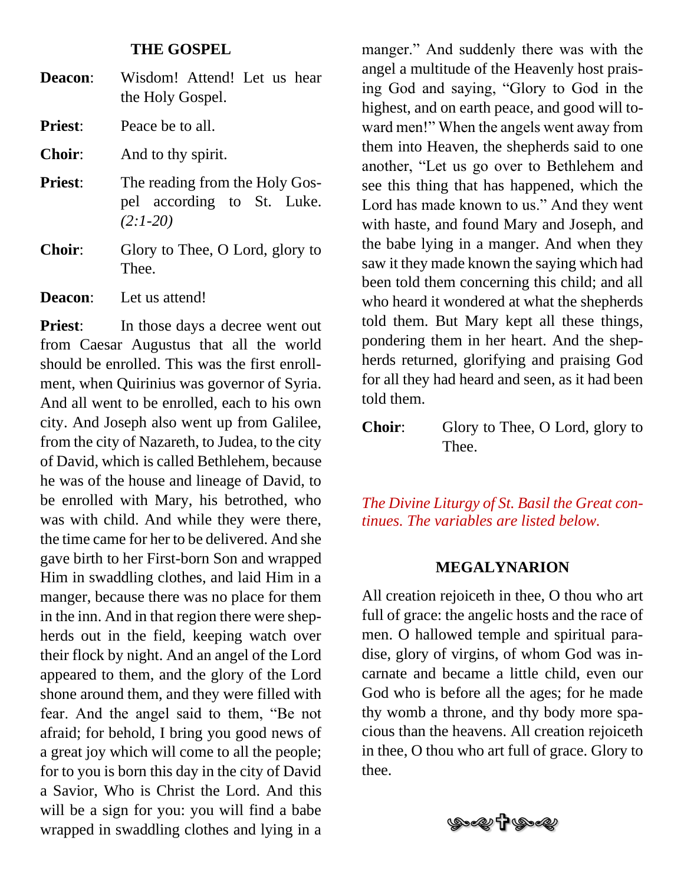## THE GOSPEL

**Deacon**: Wisdom! Attend! Let us hear the Holy Gospel.

**Priest**: Peace be to all.

**Choir**: And to thy spirit.

**Priest**: The reading from the Holy Gospel according to St. Luke. *(2:1-20)*

**Choir**: Glory to Thee, O Lord, glory to Thee.

**Deacon**: Let us attend!

**Priest**: In those days a decree went out from Caesar Augustus that all the world should be enrolled. This was the first enrollment, when Quirinius was governor of Syria. And all went to be enrolled, each to his own city. And Joseph also went up from Galilee, from the city of Nazareth, to Judea, to the city of David, which is called Bethlehem, because he was of the house and lineage of David, to be enrolled with Mary, his betrothed, who was with child. And while they were there, the time came for her to be delivered. And she gave birth to her First-born Son and wrapped Him in swaddling clothes, and laid Him in a manger, because there was no place for them in the inn. And in that region there were shepherds out in the field, keeping watch over their flock by night. And an angel of the Lord appeared to them, and the glory of the Lord shone around them, and they were filled with fear. And the angel said to them, "Be not afraid; for behold, I bring you good news of a great joy which will come to all the people; for to you is born this day in the city of David a Savior, Who is Christ the Lord. And this will be a sign for you: you will find a babe wrapped in swaddling clothes and lying in a manger." And suddenly there was with the angel a multitude of the Heavenly host praising God and saying, "Glory to God in the highest, and on earth peace, and good will toward men!" When the angels went away from them into Heaven, the shepherds said to one another, "Let us go over to Bethlehem and see this thing that has happened, which the Lord has made known to us." And they went with haste, and found Mary and Joseph, and the babe lying in a manger. And when they saw it they made known the saying which had been told them concerning this child; and all who heard it wondered at what the shepherds told them. But Mary kept all these things, pondering them in her heart. And the shepherds returned, glorifying and praising God for all they had heard and seen, as it had been told them.

**Choir**: Glory to Thee, O Lord, glory to Thee.

*The Divine Liturgy of St. Basil the Great continues. The variables are listed below.*

## MEGALYNARION

All creation rejoiceth in thee, O thou who art full of grace: the angelic hosts and the race of men. O hallowed temple and spiritual paradise, glory of virgins, of whom God was incarnate and became a little child, even our God who is before all the ages; for he made thy womb a throne, and thy body more spacious than the heavens. All creation rejoiceth in thee, O thou who art full of grace. Glory to thee.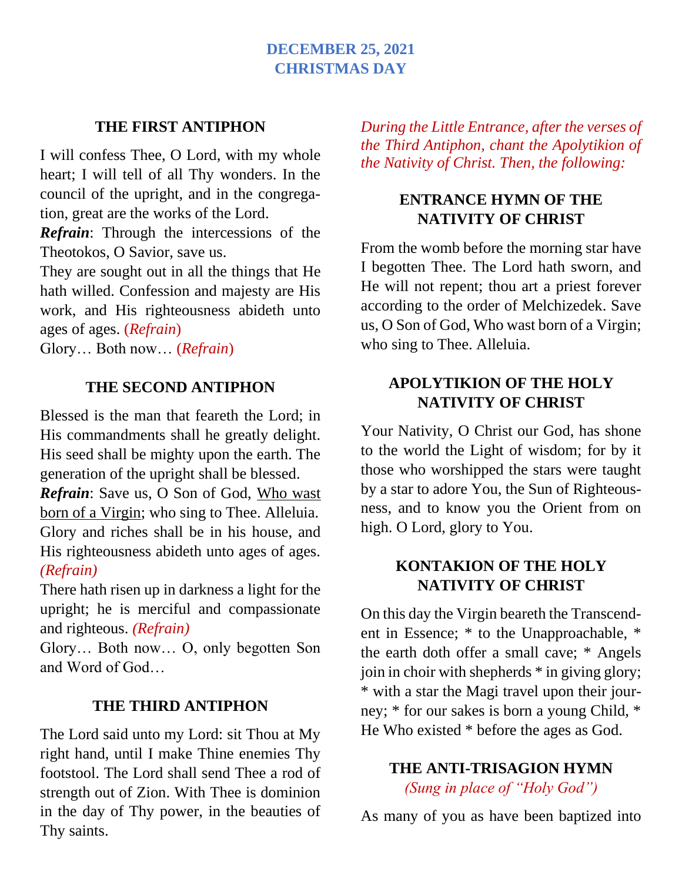## DECEMBER 25, 2021
## CHRISTMAS DAY

### THE FIRST ANTIPHON

I will confess Thee, O Lord, with my whole heart; I will tell of all Thy wonders. In the council of the upright, and in the congregation, great are the works of the Lord.

***Refrain***: Through the intercessions of the Theotokos, O Savior, save us.

They are sought out in all the things that He hath willed. Confession and majesty are His work, and His righteousness abideth unto ages of ages. (*Refrain*)

Glory… Both now… (*Refrain*)

### THE SECOND ANTIPHON

Blessed is the man that feareth the Lord; in His commandments shall he greatly delight. His seed shall be mighty upon the earth. The generation of the upright shall be blessed.

***Refrain***: Save us, O Son of God, Who wast born of a Virgin; who sing to Thee. Alleluia.

Glory and riches shall be in his house, and His righteousness abideth unto ages of ages. *(Refrain)*

There hath risen up in darkness a light for the upright; he is merciful and compassionate and righteous. *(Refrain)*

Glory… Both now… O, only begotten Son and Word of God…

### THE THIRD ANTIPHON

The Lord said unto my Lord: sit Thou at My right hand, until I make Thine enemies Thy footstool. The Lord shall send Thee a rod of strength out of Zion. With Thee is dominion in the day of Thy power, in the beauties of Thy saints.

*During the Little Entrance, after the verses of the Third Antiphon, chant the Apolytikion of the Nativity of Christ. Then, the following:*

### ENTRANCE HYMN OF THE NATIVITY OF CHRIST

From the womb before the morning star have I begotten Thee. The Lord hath sworn, and He will not repent; thou art a priest forever according to the order of Melchizedek. Save us, O Son of God, Who wast born of a Virgin; who sing to Thee. Alleluia.

### APOLYTIKION OF THE HOLY NATIVITY OF CHRIST

Your Nativity, O Christ our God, has shone to the world the Light of wisdom; for by it those who worshipped the stars were taught by a star to adore You, the Sun of Righteousness, and to know you the Orient from on high. O Lord, glory to You.

### KONTAKION OF THE HOLY NATIVITY OF CHRIST

On this day the Virgin beareth the Transcendent in Essence; * to the Unapproachable, * the earth doth offer a small cave; * Angels join in choir with shepherds * in giving glory; * with a star the Magi travel upon their journey; * for our sakes is born a young Child, * He Who existed * before the ages as God.

### THE ANTI-TRISAGION HYMN

*(Sung in place of "Holy God")*

As many of you as have been baptized into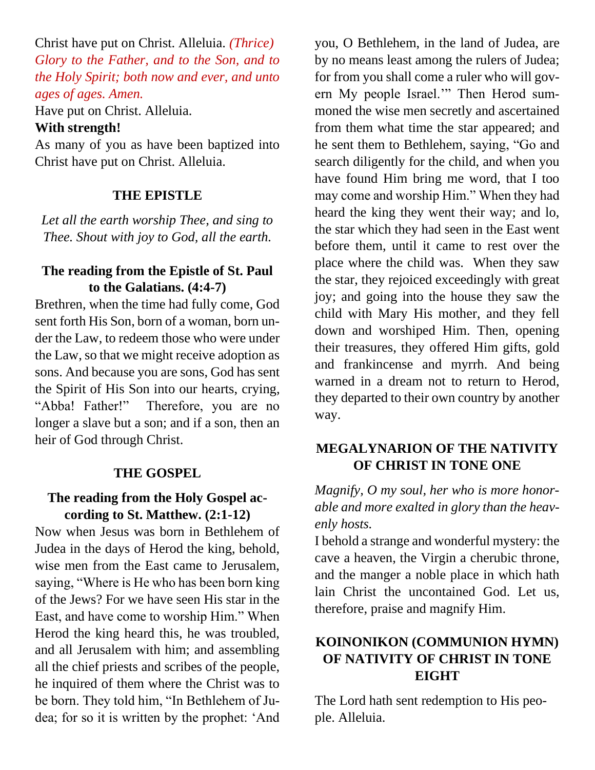Christ have put on Christ. Alleluia. *(Thrice)* *Glory to the Father, and to the Son, and to the Holy Spirit; both now and ever, and unto ages of ages. Amen.*

Have put on Christ. Alleluia.

**With strength!**

As many of you as have been baptized into Christ have put on Christ. Alleluia.

## THE EPISTLE

*Let all the earth worship Thee, and sing to Thee. Shout with joy to God, all the earth.*

### The reading from the Epistle of St. Paul to the Galatians. (4:4-7)

Brethren, when the time had fully come, God sent forth His Son, born of a woman, born under the Law, to redeem those who were under the Law, so that we might receive adoption as sons. And because you are sons, God has sent the Spirit of His Son into our hearts, crying, "Abba! Father!" Therefore, you are no longer a slave but a son; and if a son, then an heir of God through Christ.

## THE GOSPEL

### The reading from the Holy Gospel according to St. Matthew. (2:1-12)

Now when Jesus was born in Bethlehem of Judea in the days of Herod the king, behold, wise men from the East came to Jerusalem, saying, "Where is He who has been born king of the Jews? For we have seen His star in the East, and have come to worship Him." When Herod the king heard this, he was troubled, and all Jerusalem with him; and assembling all the chief priests and scribes of the people, he inquired of them where the Christ was to be born. They told him, "In Bethlehem of Judea; for so it is written by the prophet: 'And you, O Bethlehem, in the land of Judea, are by no means least among the rulers of Judea; for from you shall come a ruler who will govern My people Israel.'" Then Herod summoned the wise men secretly and ascertained from them what time the star appeared; and he sent them to Bethlehem, saying, "Go and search diligently for the child, and when you have found Him bring me word, that I too may come and worship Him." When they had heard the king they went their way; and lo, the star which they had seen in the East went before them, until it came to rest over the place where the child was. When they saw the star, they rejoiced exceedingly with great joy; and going into the house they saw the child with Mary His mother, and they fell down and worshiped Him. Then, opening their treasures, they offered Him gifts, gold and frankincense and myrrh. And being warned in a dream not to return to Herod, they departed to their own country by another way.

## MEGALYNARION OF THE NATIVITY OF CHRIST IN TONE ONE

*Magnify, O my soul, her who is more honorable and more exalted in glory than the heavenly hosts.*

I behold a strange and wonderful mystery: the cave a heaven, the Virgin a cherubic throne, and the manger a noble place in which hath lain Christ the uncontained God. Let us, therefore, praise and magnify Him.

## KOINONIKON (COMMUNION HYMN) OF NATIVITY OF CHRIST IN TONE EIGHT

The Lord hath sent redemption to His people. Alleluia.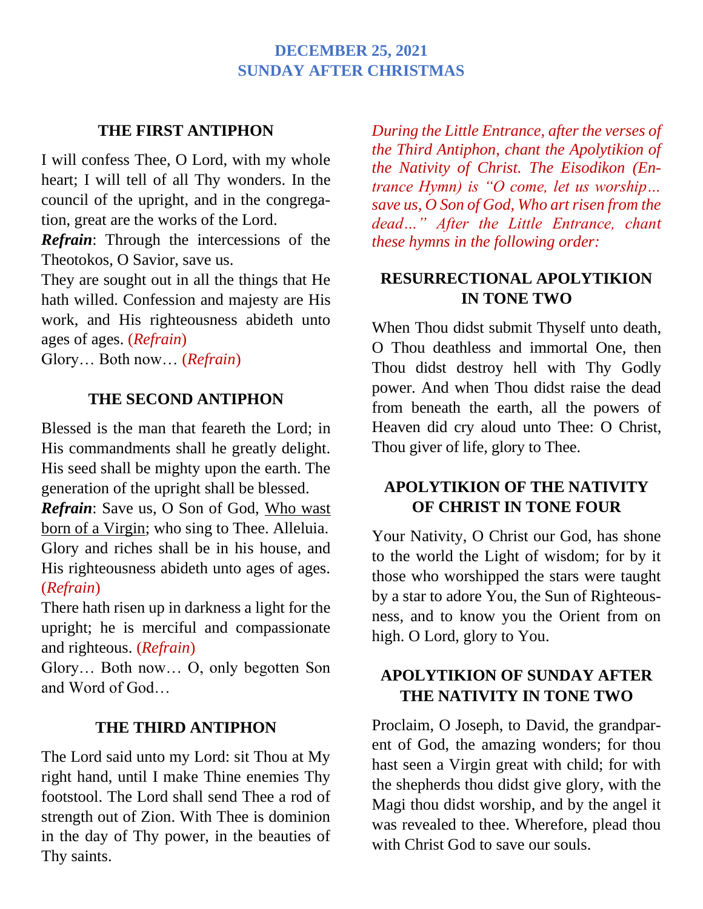## DECEMBER 25, 2021
## SUNDAY AFTER CHRISTMAS

### THE FIRST ANTIPHON

I will confess Thee, O Lord, with my whole heart; I will tell of all Thy wonders. In the council of the upright, and in the congregation, great are the works of the Lord.

***Refrain***: Through the intercessions of the Theotokos, O Savior, save us.

They are sought out in all the things that He hath willed. Confession and majesty are His work, and His righteousness abideth unto ages of ages. (*Refrain*)

Glory… Both now… (*Refrain*)

### THE SECOND ANTIPHON

Blessed is the man that feareth the Lord; in His commandments shall he greatly delight. His seed shall be mighty upon the earth. The generation of the upright shall be blessed.

***Refrain***: Save us, O Son of God, Who wast born of a Virgin; who sing to Thee. Alleluia.

Glory and riches shall be in his house, and His righteousness abideth unto ages of ages. (*Refrain*)

There hath risen up in darkness a light for the upright; he is merciful and compassionate and righteous. (*Refrain*)

Glory… Both now… O, only begotten Son and Word of God…

### THE THIRD ANTIPHON

The Lord said unto my Lord: sit Thou at My right hand, until I make Thine enemies Thy footstool. The Lord shall send Thee a rod of strength out of Zion. With Thee is dominion in the day of Thy power, in the beauties of Thy saints.

*During the Little Entrance, after the verses of the Third Antiphon, chant the Apolytikion of the Nativity of Christ. The Eisodikon (Entrance Hymn) is "O come, let us worship… save us, O Son of God, Who art risen from the dead…" After the Little Entrance, chant these hymns in the following order:*

### RESURRECTIONAL APOLYTIKION IN TONE TWO

When Thou didst submit Thyself unto death, O Thou deathless and immortal One, then Thou didst destroy hell with Thy Godly power. And when Thou didst raise the dead from beneath the earth, all the powers of Heaven did cry aloud unto Thee: O Christ, Thou giver of life, glory to Thee.

### APOLYTIKION OF THE NATIVITY OF CHRIST IN TONE FOUR

Your Nativity, O Christ our God, has shone to the world the Light of wisdom; for by it those who worshipped the stars were taught by a star to adore You, the Sun of Righteousness, and to know you the Orient from on high. O Lord, glory to You.

### APOLYTIKION OF SUNDAY AFTER THE NATIVITY IN TONE TWO

Proclaim, O Joseph, to David, the grandparent of God, the amazing wonders; for thou hast seen a Virgin great with child; for with the shepherds thou didst give glory, with the Magi thou didst worship, and by the angel it was revealed to thee. Wherefore, plead thou with Christ God to save our souls.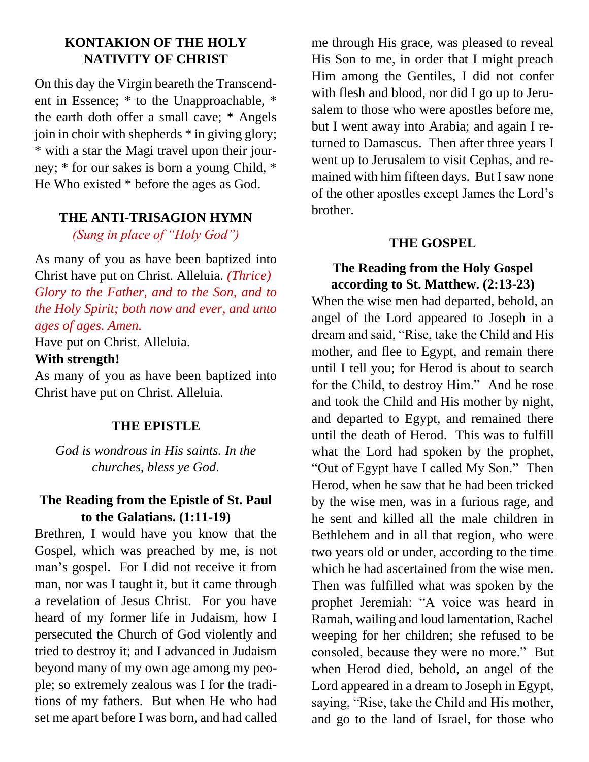## KONTAKION OF THE HOLY NATIVITY OF CHRIST

On this day the Virgin beareth the Transcendent in Essence; * to the Unapproachable, * the earth doth offer a small cave; * Angels join in choir with shepherds * in giving glory; * with a star the Magi travel upon their journey; * for our sakes is born a young Child, * He Who existed * before the ages as God.

## THE ANTI-TRISAGION HYMN

*(Sung in place of "Holy God")*

As many of you as have been baptized into Christ have put on Christ. Alleluia. *(Thrice)*
*Glory to the Father, and to the Son, and to the Holy Spirit; both now and ever, and unto ages of ages. Amen.*
Have put on Christ. Alleluia.
**With strength!**
As many of you as have been baptized into Christ have put on Christ. Alleluia.

## THE EPISTLE

*God is wondrous in His saints. In the churches, bless ye God.*

### The Reading from the Epistle of St. Paul to the Galatians. (1:11-19)

Brethren, I would have you know that the Gospel, which was preached by me, is not man's gospel. For I did not receive it from man, nor was I taught it, but it came through a revelation of Jesus Christ. For you have heard of my former life in Judaism, how I persecuted the Church of God violently and tried to destroy it; and I advanced in Judaism beyond many of my own age among my people; so extremely zealous was I for the traditions of my fathers. But when He who had set me apart before I was born, and had called me through His grace, was pleased to reveal His Son to me, in order that I might preach Him among the Gentiles, I did not confer with flesh and blood, nor did I go up to Jerusalem to those who were apostles before me, but I went away into Arabia; and again I returned to Damascus. Then after three years I went up to Jerusalem to visit Cephas, and remained with him fifteen days. But I saw none of the other apostles except James the Lord's brother.

## THE GOSPEL

### The Reading from the Holy Gospel according to St. Matthew. (2:13-23)

When the wise men had departed, behold, an angel of the Lord appeared to Joseph in a dream and said, "Rise, take the Child and His mother, and flee to Egypt, and remain there until I tell you; for Herod is about to search for the Child, to destroy Him." And he rose and took the Child and His mother by night, and departed to Egypt, and remained there until the death of Herod. This was to fulfill what the Lord had spoken by the prophet, "Out of Egypt have I called My Son." Then Herod, when he saw that he had been tricked by the wise men, was in a furious rage, and he sent and killed all the male children in Bethlehem and in all that region, who were two years old or under, according to the time which he had ascertained from the wise men. Then was fulfilled what was spoken by the prophet Jeremiah: "A voice was heard in Ramah, wailing and loud lamentation, Rachel weeping for her children; she refused to be consoled, because they were no more." But when Herod died, behold, an angel of the Lord appeared in a dream to Joseph in Egypt, saying, "Rise, take the Child and His mother, and go to the land of Israel, for those who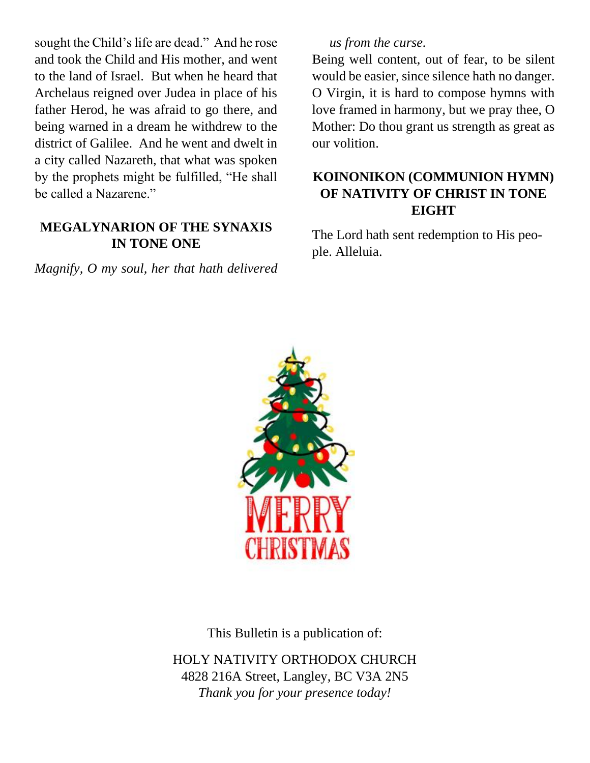sought the Child's life are dead." And he rose and took the Child and His mother, and went to the land of Israel. But when he heard that Archelaus reigned over Judea in place of his father Herod, he was afraid to go there, and being warned in a dream he withdrew to the district of Galilee. And he went and dwelt in a city called Nazareth, that what was spoken by the prophets might be fulfilled, "He shall be called a Nazarene."

## MEGALYNARION OF THE SYNAXIS IN TONE ONE

*Magnify, O my soul, her that hath delivered us from the curse.*

Being well content, out of fear, to be silent would be easier, since silence hath no danger. O Virgin, it is hard to compose hymns with love framed in harmony, but we pray thee, O Mother: Do thou grant us strength as great as our volition.

## KOINONIKON (COMMUNION HYMN) OF NATIVITY OF CHRIST IN TONE EIGHT

The Lord hath sent redemption to His people. Alleluia.

MERRY CHRISTMAS

This Bulletin is a publication of:

HOLY NATIVITY ORTHODOX CHURCH
4828 216A Street, Langley, BC V3A 2N5
*Thank you for your presence today!*